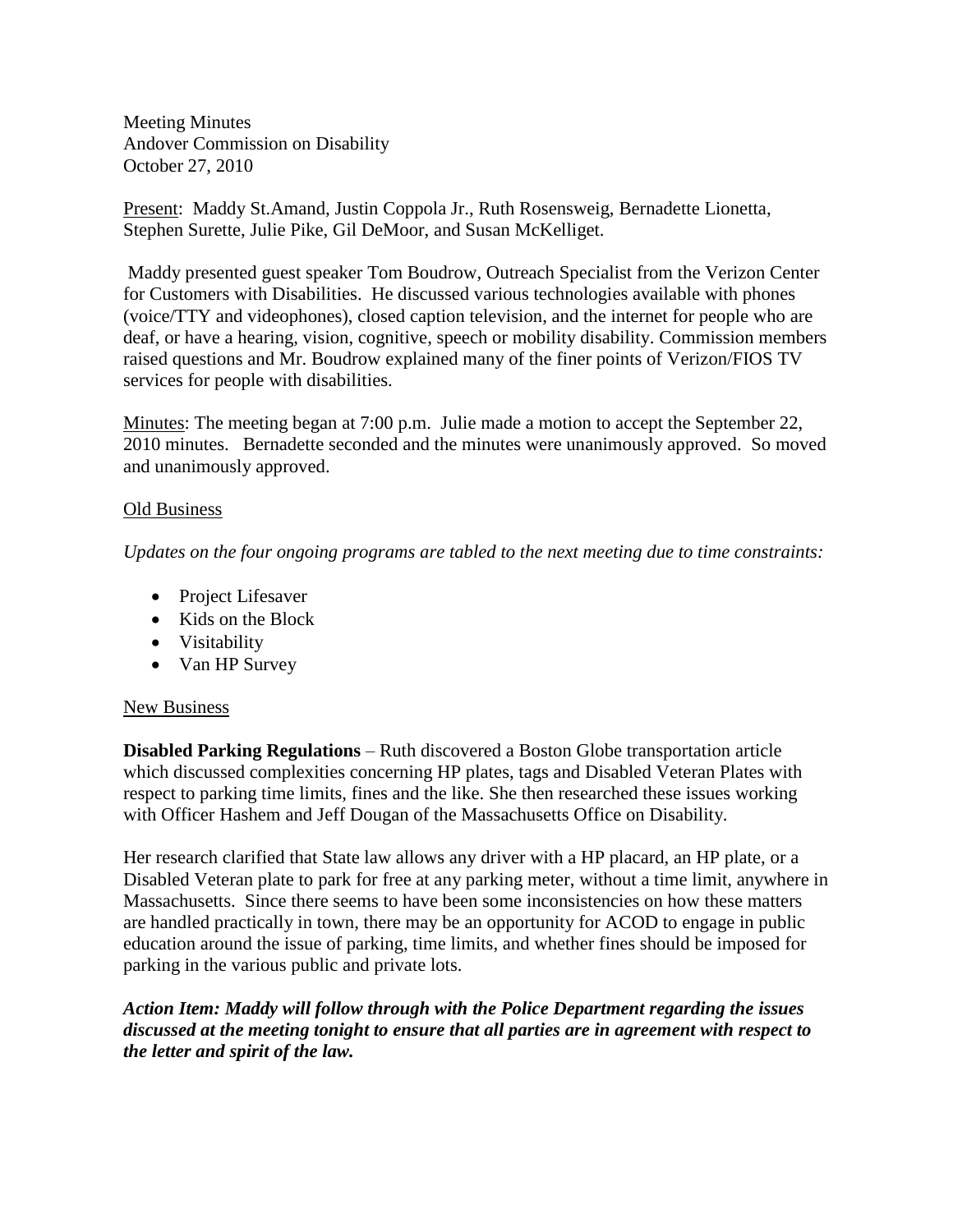Meeting Minutes
Andover Commission on Disability
October 27, 2010

Present: Maddy St.Amand, Justin Coppola Jr., Ruth Rosensweig, Bernadette Lionetta, Stephen Surette, Julie Pike, Gil DeMoor, and Susan McKelliget.

Maddy presented guest speaker Tom Boudrow, Outreach Specialist from the Verizon Center for Customers with Disabilities. He discussed various technologies available with phones (voice/TTY and videophones), closed caption television, and the internet for people who are deaf, or have a hearing, vision, cognitive, speech or mobility disability. Commission members raised questions and Mr. Boudrow explained many of the finer points of Verizon/FIOS TV services for people with disabilities.

Minutes: The meeting began at 7:00 p.m. Julie made a motion to accept the September 22, 2010 minutes. Bernadette seconded and the minutes were unanimously approved. So moved and unanimously approved.

Old Business

*Updates on the four ongoing programs are tabled to the next meeting due to time constraints:*

- Project Lifesaver
- Kids on the Block
- Visitability
- Van HP Survey

New Business

**Disabled Parking Regulations** – Ruth discovered a Boston Globe transportation article which discussed complexities concerning HP plates, tags and Disabled Veteran Plates with respect to parking time limits, fines and the like. She then researched these issues working with Officer Hashem and Jeff Dougan of the Massachusetts Office on Disability.

Her research clarified that State law allows any driver with a HP placard, an HP plate, or a Disabled Veteran plate to park for free at any parking meter, without a time limit, anywhere in Massachusetts. Since there seems to have been some inconsistencies on how these matters are handled practically in town, there may be an opportunity for ACOD to engage in public education around the issue of parking, time limits, and whether fines should be imposed for parking in the various public and private lots.

***Action Item: Maddy will follow through with the Police Department regarding the issues discussed at the meeting tonight to ensure that all parties are in agreement with respect to the letter and spirit of the law.***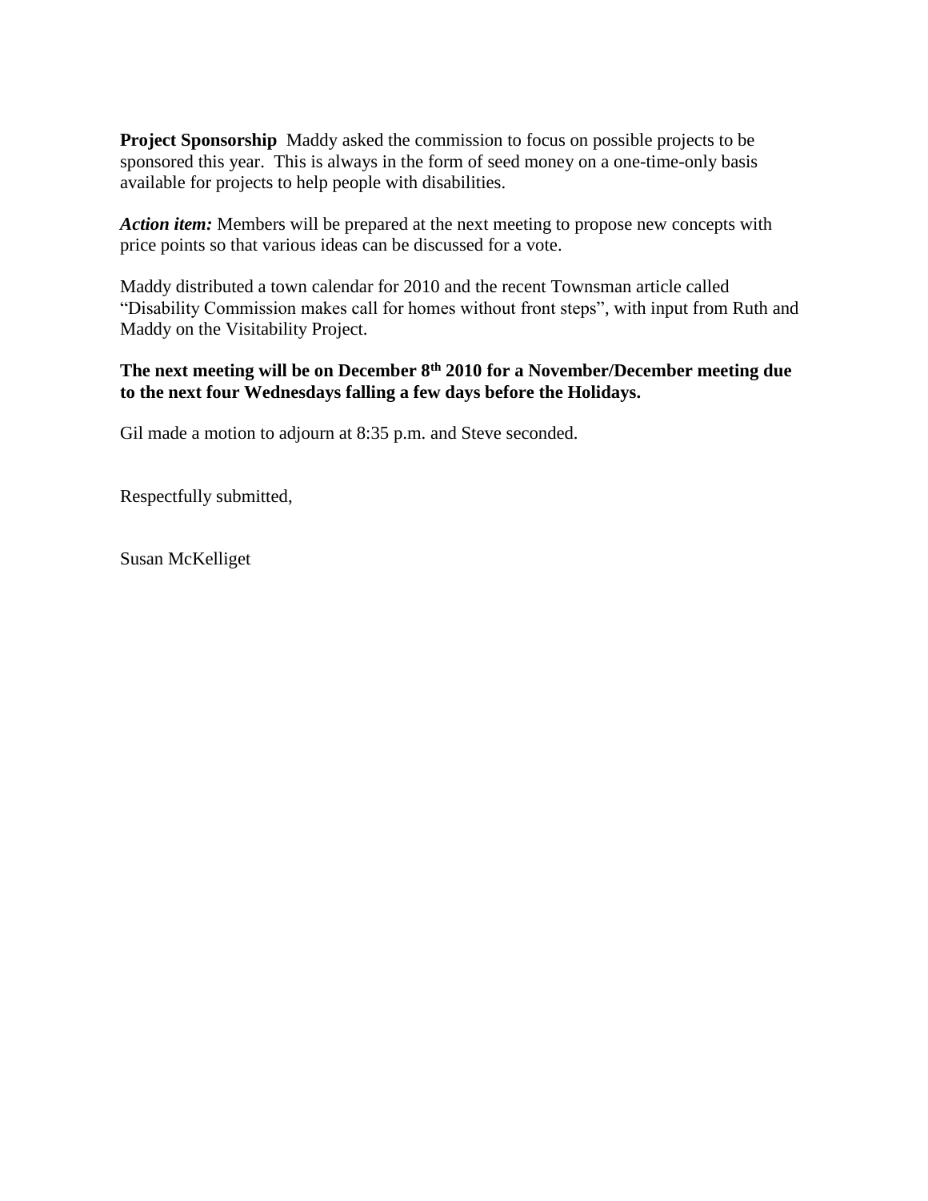**Project Sponsorship** Maddy asked the commission to focus on possible projects to be sponsored this year. This is always in the form of seed money on a one-time-only basis available for projects to help people with disabilities.

***Action item:*** Members will be prepared at the next meeting to propose new concepts with price points so that various ideas can be discussed for a vote.

Maddy distributed a town calendar for 2010 and the recent Townsman article called "Disability Commission makes call for homes without front steps", with input from Ruth and Maddy on the Visitability Project.

**The next meeting will be on December 8th 2010 for a November/December meeting due to the next four Wednesdays falling a few days before the Holidays.**

Gil made a motion to adjourn at 8:35 p.m. and Steve seconded.

Respectfully submitted,

Susan McKelliget